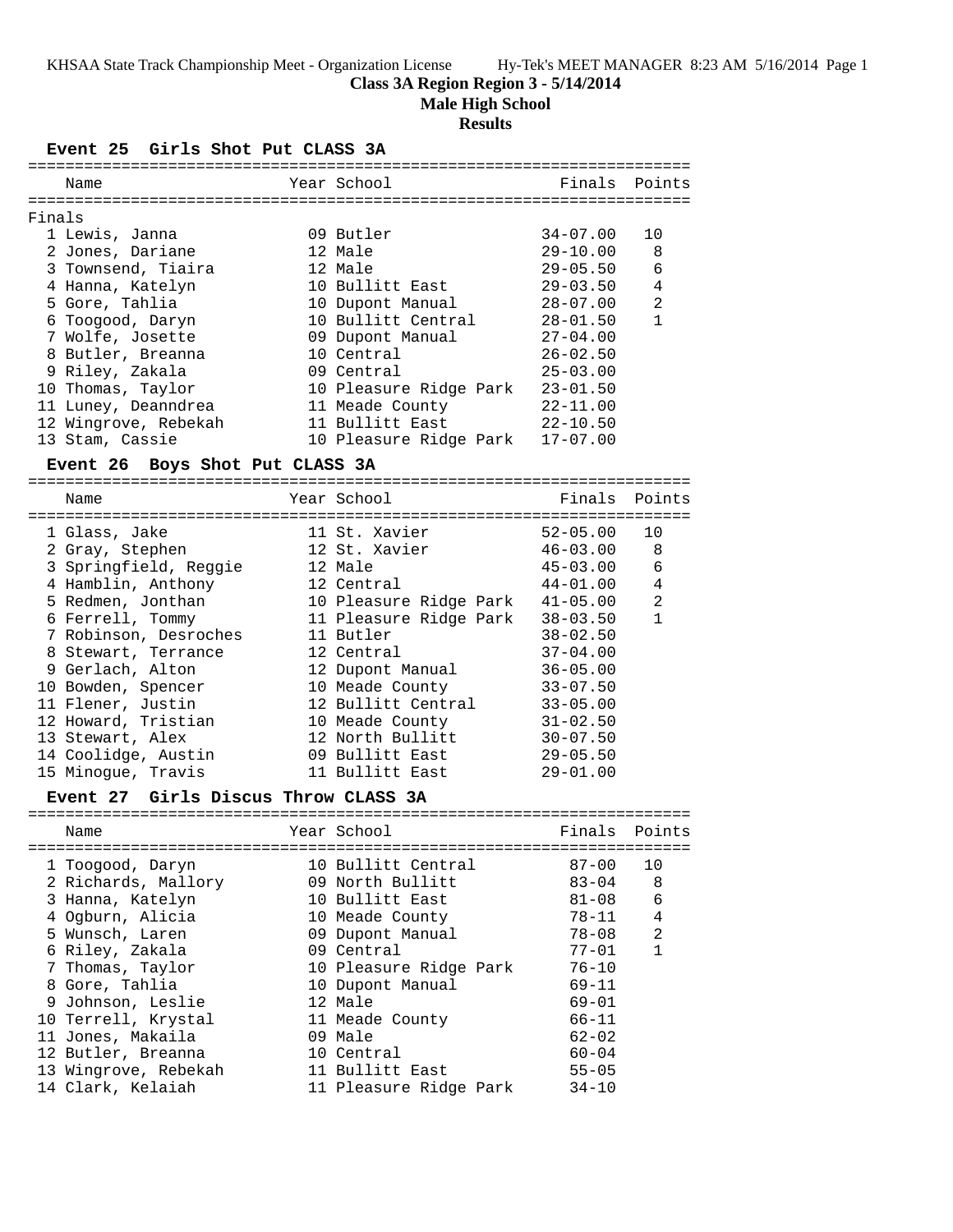KHSAA State Track Championship Meet - Organization License Hy-Tek's MEET MANAGER 8:23 AM 5/16/2014

**Class 3A Region Region 3 - 5/14/2014**

**Male High School**

**Results**

### Event 25 Girls Shot Put CLASS 3A

Finals

| | Name | Year | School | Finals | Points |
|---|---|---|---|---|---|
| 1 | Lewis, Janna | 09 | Butler | 34-07.00 | 10 |
| 2 | Jones, Dariane | 12 | Male | 29-10.00 | 8 |
| 3 | Townsend, Tiaira | 12 | Male | 29-05.50 | 6 |
| 4 | Hanna, Katelyn | 10 | Bullitt East | 29-03.50 | 4 |
| 5 | Gore, Tahlia | 10 | Dupont Manual | 28-07.00 | 2 |
| 6 | Toogood, Daryn | 10 | Bullitt Central | 28-01.50 | 1 |
| 7 | Wolfe, Josette | 09 | Dupont Manual | 27-04.00 | |
| 8 | Butler, Breanna | 10 | Central | 26-02.50 | |
| 9 | Riley, Zakala | 09 | Central | 25-03.00 | |
| 10 | Thomas, Taylor | 10 | Pleasure Ridge Park | 23-01.50 | |
| 11 | Luney, Deanndrea | 11 | Meade County | 22-11.00 | |
| 12 | Wingrove, Rebekah | 11 | Bullitt East | 22-10.50 | |
| 13 | Stam, Cassie | 10 | Pleasure Ridge Park | 17-07.00 | |

### Event 26 Boys Shot Put CLASS 3A

| | Name | Year | School | Finals | Points |
|---|---|---|---|---|---|
| 1 | Glass, Jake | 11 | St. Xavier | 52-05.00 | 10 |
| 2 | Gray, Stephen | 12 | St. Xavier | 46-03.00 | 8 |
| 3 | Springfield, Reggie | 12 | Male | 45-03.00 | 6 |
| 4 | Hamblin, Anthony | 12 | Central | 44-01.00 | 4 |
| 5 | Redmen, Jonthan | 10 | Pleasure Ridge Park | 41-05.00 | 2 |
| 6 | Ferrell, Tommy | 11 | Pleasure Ridge Park | 38-03.50 | 1 |
| 7 | Robinson, Desroches | 11 | Butler | 38-02.50 | |
| 8 | Stewart, Terrance | 12 | Central | 37-04.00 | |
| 9 | Gerlach, Alton | 12 | Dupont Manual | 36-05.00 | |
| 10 | Bowden, Spencer | 10 | Meade County | 33-07.50 | |
| 11 | Flener, Justin | 12 | Bullitt Central | 33-05.00 | |
| 12 | Howard, Tristian | 10 | Meade County | 31-02.50 | |
| 13 | Stewart, Alex | 12 | North Bullitt | 30-07.50 | |
| 14 | Coolidge, Austin | 09 | Bullitt East | 29-05.50 | |
| 15 | Minogue, Travis | 11 | Bullitt East | 29-01.00 | |

### Event 27 Girls Discus Throw CLASS 3A

| | Name | Year | School | Finals | Points |
|---|---|---|---|---|---|
| 1 | Toogood, Daryn | 10 | Bullitt Central | 87-00 | 10 |
| 2 | Richards, Mallory | 09 | North Bullitt | 83-04 | 8 |
| 3 | Hanna, Katelyn | 10 | Bullitt East | 81-08 | 6 |
| 4 | Ogburn, Alicia | 10 | Meade County | 78-11 | 4 |
| 5 | Wunsch, Laren | 09 | Dupont Manual | 78-08 | 2 |
| 6 | Riley, Zakala | 09 | Central | 77-01 | 1 |
| 7 | Thomas, Taylor | 10 | Pleasure Ridge Park | 76-10 | |
| 8 | Gore, Tahlia | 10 | Dupont Manual | 69-11 | |
| 9 | Johnson, Leslie | 12 | Male | 69-01 | |
| 10 | Terrell, Krystal | 11 | Meade County | 66-11 | |
| 11 | Jones, Makaila | 09 | Male | 62-02 | |
| 12 | Butler, Breanna | 10 | Central | 60-04 | |
| 13 | Wingrove, Rebekah | 11 | Bullitt East | 55-05 | |
| 14 | Clark, Kelaiah | 11 | Pleasure Ridge Park | 34-10 | |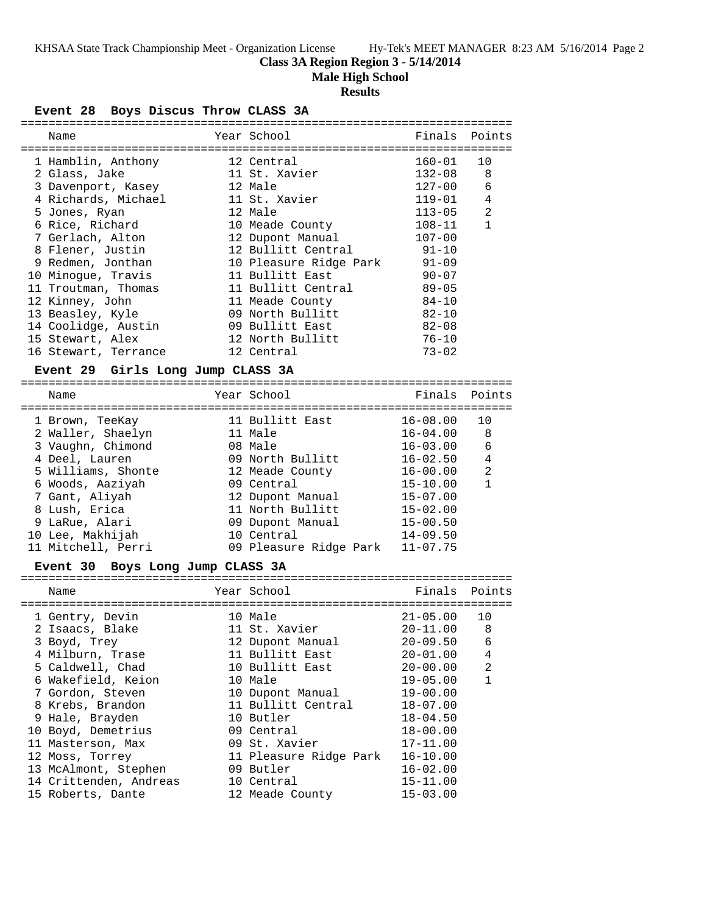## Class 3A Region Region 3 - 5/14/2014

### Male High School

### Results

#### Event 28 Boys Discus Throw CLASS 3A

| | Name | Year | School | Finals | Points |
|---|---|---|---|---|---|
| 1 | Hamblin, Anthony | 12 | Central | 160-01 | 10 |
| 2 | Glass, Jake | 11 | St. Xavier | 132-08 | 8 |
| 3 | Davenport, Kasey | 12 | Male | 127-00 | 6 |
| 4 | Richards, Michael | 11 | St. Xavier | 119-01 | 4 |
| 5 | Jones, Ryan | 12 | Male | 113-05 | 2 |
| 6 | Rice, Richard | 10 | Meade County | 108-11 | 1 |
| 7 | Gerlach, Alton | 12 | Dupont Manual | 107-00 | |
| 8 | Flener, Justin | 12 | Bullitt Central | 91-10 | |
| 9 | Redmen, Jonthan | 10 | Pleasure Ridge Park | 91-09 | |
| 10 | Minogue, Travis | 11 | Bullitt East | 90-07 | |
| 11 | Troutman, Thomas | 11 | Bullitt Central | 89-05 | |
| 12 | Kinney, John | 11 | Meade County | 84-10 | |
| 13 | Beasley, Kyle | 09 | North Bullitt | 82-10 | |
| 14 | Coolidge, Austin | 09 | Bullitt East | 82-08 | |
| 15 | Stewart, Alex | 12 | North Bullitt | 76-10 | |
| 16 | Stewart, Terrance | 12 | Central | 73-02 | |

#### Event 29 Girls Long Jump CLASS 3A

| | Name | Year | School | Finals | Points |
|---|---|---|---|---|---|
| 1 | Brown, TeeKay | 11 | Bullitt East | 16-08.00 | 10 |
| 2 | Waller, Shaelyn | 11 | Male | 16-04.00 | 8 |
| 3 | Vaughn, Chimond | 08 | Male | 16-03.00 | 6 |
| 4 | Deel, Lauren | 09 | North Bullitt | 16-02.50 | 4 |
| 5 | Williams, Shonte | 12 | Meade County | 16-00.00 | 2 |
| 6 | Woods, Aaziyah | 09 | Central | 15-10.00 | 1 |
| 7 | Gant, Aliyah | 12 | Dupont Manual | 15-07.00 | |
| 8 | Lush, Erica | 11 | North Bullitt | 15-02.00 | |
| 9 | LaRue, Alari | 09 | Dupont Manual | 15-00.50 | |
| 10 | Lee, Makhijah | 10 | Central | 14-09.50 | |
| 11 | Mitchell, Perri | 09 | Pleasure Ridge Park | 11-07.75 | |

#### Event 30 Boys Long Jump CLASS 3A

| | Name | Year | School | Finals | Points |
|---|---|---|---|---|---|
| 1 | Gentry, Devin | 10 | Male | 21-05.00 | 10 |
| 2 | Isaacs, Blake | 11 | St. Xavier | 20-11.00 | 8 |
| 3 | Boyd, Trey | 12 | Dupont Manual | 20-09.50 | 6 |
| 4 | Milburn, Trase | 11 | Bullitt East | 20-01.00 | 4 |
| 5 | Caldwell, Chad | 10 | Bullitt East | 20-00.00 | 2 |
| 6 | Wakefield, Keion | 10 | Male | 19-05.00 | 1 |
| 7 | Gordon, Steven | 10 | Dupont Manual | 19-00.00 | |
| 8 | Krebs, Brandon | 11 | Bullitt Central | 18-07.00 | |
| 9 | Hale, Brayden | 10 | Butler | 18-04.50 | |
| 10 | Boyd, Demetrius | 09 | Central | 18-00.00 | |
| 11 | Masterson, Max | 09 | St. Xavier | 17-11.00 | |
| 12 | Moss, Torrey | 11 | Pleasure Ridge Park | 16-10.00 | |
| 13 | McAlmont, Stephen | 09 | Butler | 16-02.00 | |
| 14 | Crittenden, Andreas | 10 | Central | 15-11.00 | |
| 15 | Roberts, Dante | 12 | Meade County | 15-03.00 | |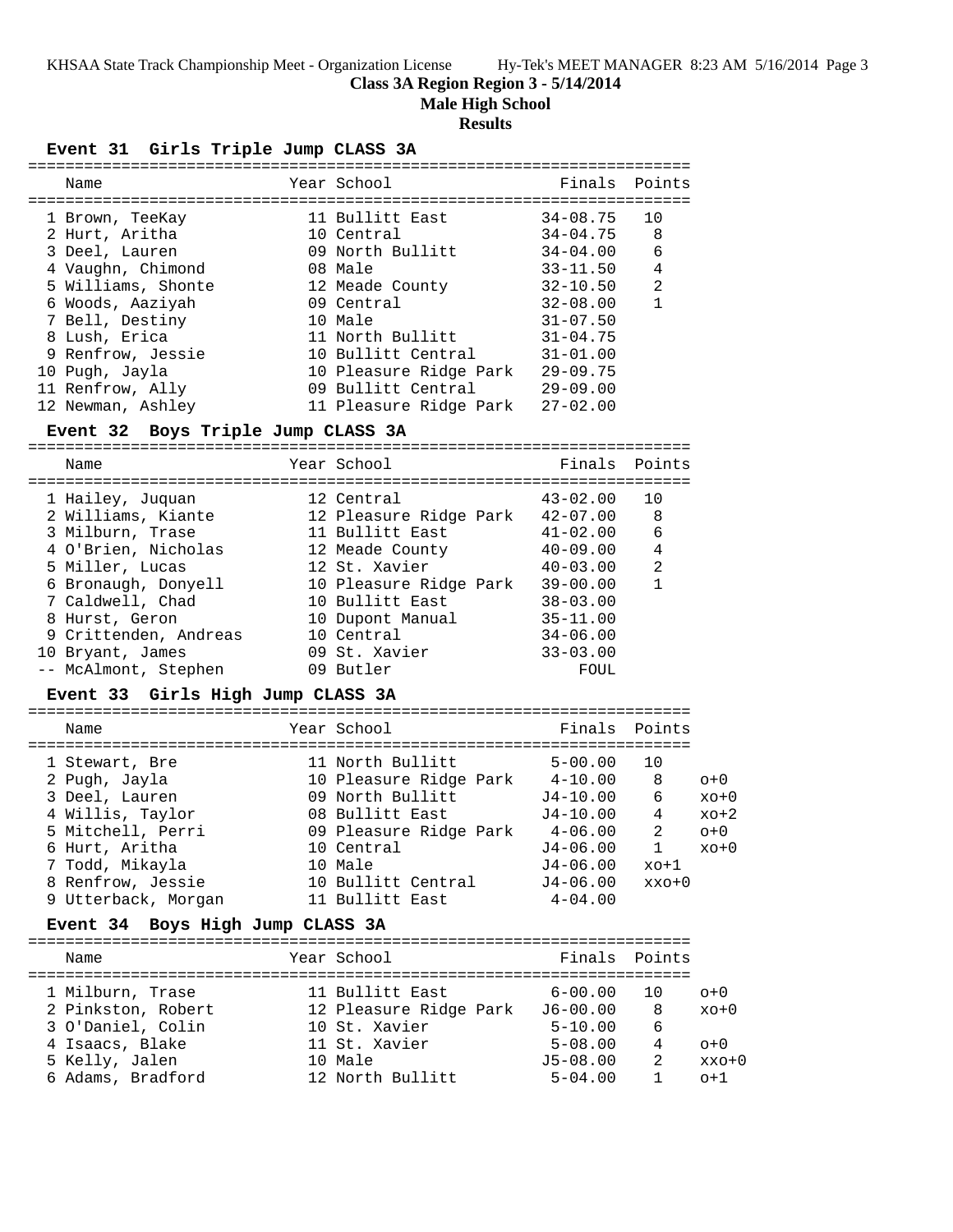**Class 3A Region Region 3 - 5/14/2014**

**Male High School**

**Results**

## Event 31 Girls Triple Jump CLASS 3A

| | Name | Year | School | Finals | Points |
|---|---|---|---|---|---|
| 1 | Brown, TeeKay | 11 | Bullitt East | 34-08.75 | 10 |
| 2 | Hurt, Aritha | 10 | Central | 34-04.75 | 8 |
| 3 | Deel, Lauren | 09 | North Bullitt | 34-04.00 | 6 |
| 4 | Vaughn, Chimond | 08 | Male | 33-11.50 | 4 |
| 5 | Williams, Shonte | 12 | Meade County | 32-10.50 | 2 |
| 6 | Woods, Aaziyah | 09 | Central | 32-08.00 | 1 |
| 7 | Bell, Destiny | 10 | Male | 31-07.50 | |
| 8 | Lush, Erica | 11 | North Bullitt | 31-04.75 | |
| 9 | Renfrow, Jessie | 10 | Bullitt Central | 31-01.00 | |
| 10 | Pugh, Jayla | 10 | Pleasure Ridge Park | 29-09.75 | |
| 11 | Renfrow, Ally | 09 | Bullitt Central | 29-09.00 | |
| 12 | Newman, Ashley | 11 | Pleasure Ridge Park | 27-02.00 | |

## Event 32 Boys Triple Jump CLASS 3A

| | Name | Year | School | Finals | Points |
|---|---|---|---|---|---|
| 1 | Hailey, Juquan | 12 | Central | 43-02.00 | 10 |
| 2 | Williams, Kiante | 12 | Pleasure Ridge Park | 42-07.00 | 8 |
| 3 | Milburn, Trase | 11 | Bullitt East | 41-02.00 | 6 |
| 4 | O'Brien, Nicholas | 12 | Meade County | 40-09.00 | 4 |
| 5 | Miller, Lucas | 12 | St. Xavier | 40-03.00 | 2 |
| 6 | Bronaugh, Donyell | 10 | Pleasure Ridge Park | 39-00.00 | 1 |
| 7 | Caldwell, Chad | 10 | Bullitt East | 38-03.00 | |
| 8 | Hurst, Geron | 10 | Dupont Manual | 35-11.00 | |
| 9 | Crittenden, Andreas | 10 | Central | 34-06.00 | |
| 10 | Bryant, James | 09 | St. Xavier | 33-03.00 | |
| -- | McAlmont, Stephen | 09 | Butler | FOUL | |

## Event 33 Girls High Jump CLASS 3A

| | Name | Year | School | Finals | Points | |
|---|---|---|---|---|---|---|
| 1 | Stewart, Bre | 11 | North Bullitt | 5-00.00 | 10 | |
| 2 | Pugh, Jayla | 10 | Pleasure Ridge Park | 4-10.00 | 8 | o+0 |
| 3 | Deel, Lauren | 09 | North Bullitt | J4-10.00 | 6 | xo+0 |
| 4 | Willis, Taylor | 08 | Bullitt East | J4-10.00 | 4 | xo+2 |
| 5 | Mitchell, Perri | 09 | Pleasure Ridge Park | 4-06.00 | 2 | o+0 |
| 6 | Hurt, Aritha | 10 | Central | J4-06.00 | 1 | xo+0 |
| 7 | Todd, Mikayla | 10 | Male | J4-06.00 | xo+1 | |
| 8 | Renfrow, Jessie | 10 | Bullitt Central | J4-06.00 | xxo+0 | |
| 9 | Utterback, Morgan | 11 | Bullitt East | 4-04.00 | | |

## Event 34 Boys High Jump CLASS 3A

| | Name | Year | School | Finals | Points | |
|---|---|---|---|---|---|---|
| 1 | Milburn, Trase | 11 | Bullitt East | 6-00.00 | 10 | o+0 |
| 2 | Pinkston, Robert | 12 | Pleasure Ridge Park | J6-00.00 | 8 | xo+0 |
| 3 | O'Daniel, Colin | 10 | St. Xavier | 5-10.00 | 6 | |
| 4 | Isaacs, Blake | 11 | St. Xavier | 5-08.00 | 4 | o+0 |
| 5 | Kelly, Jalen | 10 | Male | J5-08.00 | 2 | xxo+0 |
| 6 | Adams, Bradford | 12 | North Bullitt | 5-04.00 | 1 | o+1 |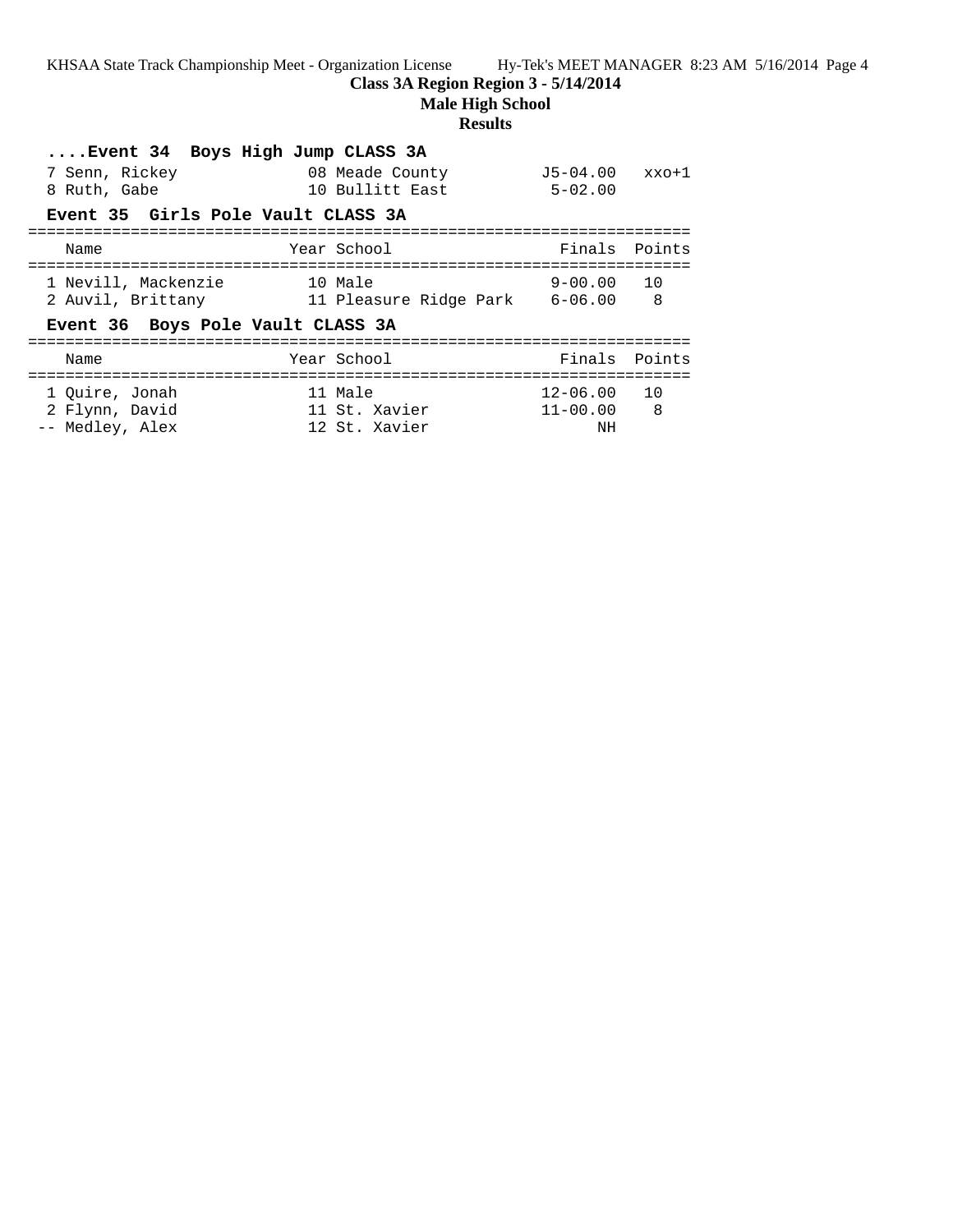**Class 3A Region Region 3 - 5/14/2014**

**Male High School**

**Results**

### ....Event 34 Boys High Jump CLASS 3A

| | | | | |
|---|---|---|---|---|
| 7 Senn, Rickey | 08 | Meade County | J5-04.00 | xxo+1 |
| 8 Ruth, Gabe | 10 | Bullitt East | 5-02.00 | |

### Event 35 Girls Pole Vault CLASS 3A

| Name | Year | School | Finals | Points |
|---|---|---|---|---|
| 1 Nevill, Mackenzie | 10 | Male | 9-00.00 | 10 |
| 2 Auvil, Brittany | 11 | Pleasure Ridge Park | 6-06.00 | 8 |

### Event 36 Boys Pole Vault CLASS 3A

| Name | Year | School | Finals | Points |
|---|---|---|---|---|
| 1 Quire, Jonah | 11 | Male | 12-06.00 | 10 |
| 2 Flynn, David | 11 | St. Xavier | 11-00.00 | 8 |
| -- Medley, Alex | 12 | St. Xavier | NH | |